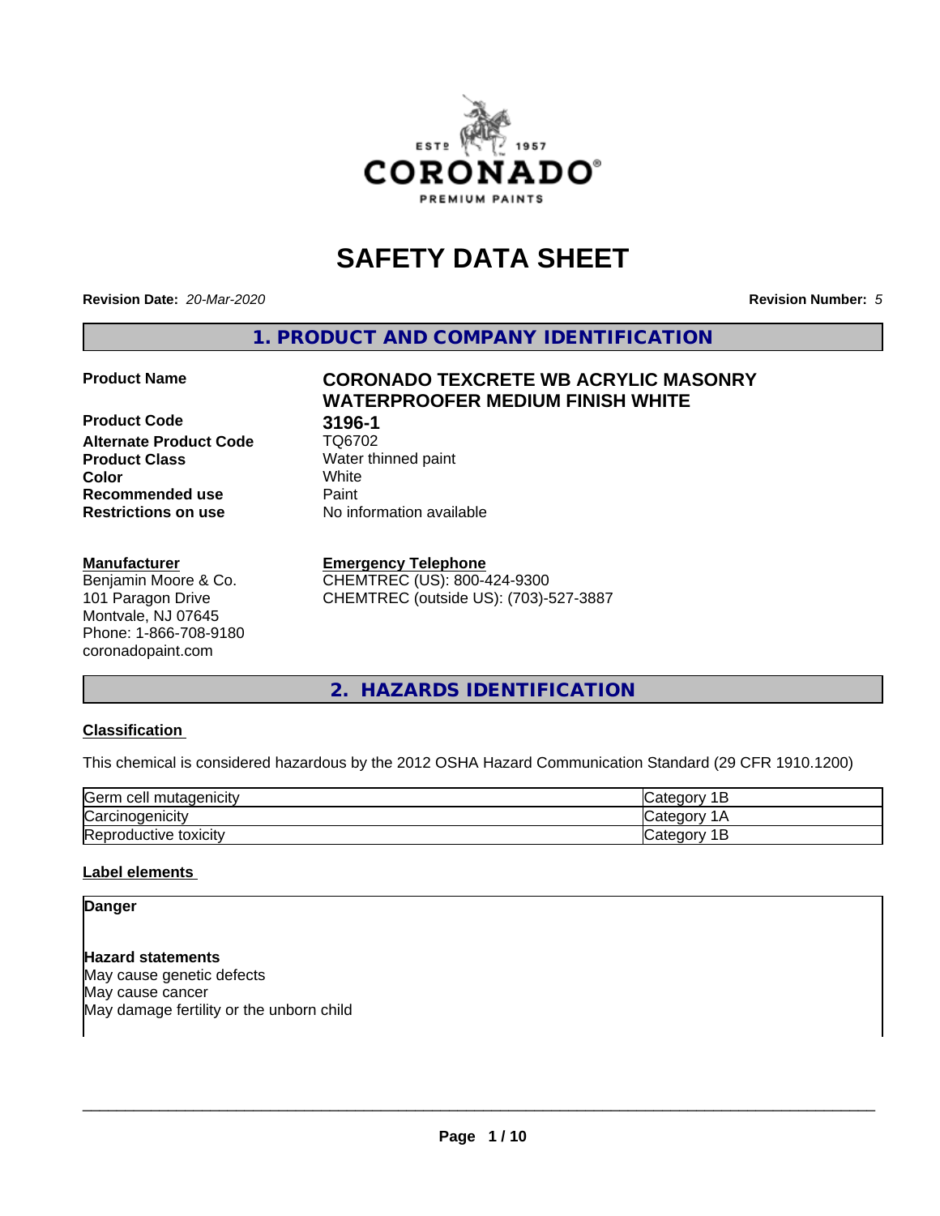# SAFETY DATA SHEET

**Revision Date:** *20-Mar-2020* **Revision Number:** *5*

## 1. PRODUCT AND COMPANY IDENTIFICATION

| | |
|---|---|
| **Product Name** | **CORONADO TEXCRETE WB ACRYLIC MASONRY WATERPROOFER MEDIUM FINISH WHITE** |
| **Product Code** | **3196-1** |
| **Alternate Product Code** | TQ6702 |
| **Product Class** | Water thinned paint |
| **Color** | White |
| **Recommended use** | Paint |
| **Restrictions on use** | No information available |

**Manufacturer**
Benjamin Moore & Co.
101 Paragon Drive
Montvale, NJ 07645
Phone: 1-866-708-9180
coronadopaint.com

**Emergency Telephone**
CHEMTREC (US): 800-424-9300
CHEMTREC (outside US): (703)-527-3887

## 2. HAZARDS IDENTIFICATION

### Classification

This chemical is considered hazardous by the 2012 OSHA Hazard Communication Standard (29 CFR 1910.1200)

| | |
|---|---|
| Germ cell mutagenicity | Category 1B |
| Carcinogenicity | Category 1A |
| Reproductive toxicity | Category 1B |

### Label elements

**Danger**

**Hazard statements**
May cause genetic defects
May cause cancer
May damage fertility or the unborn child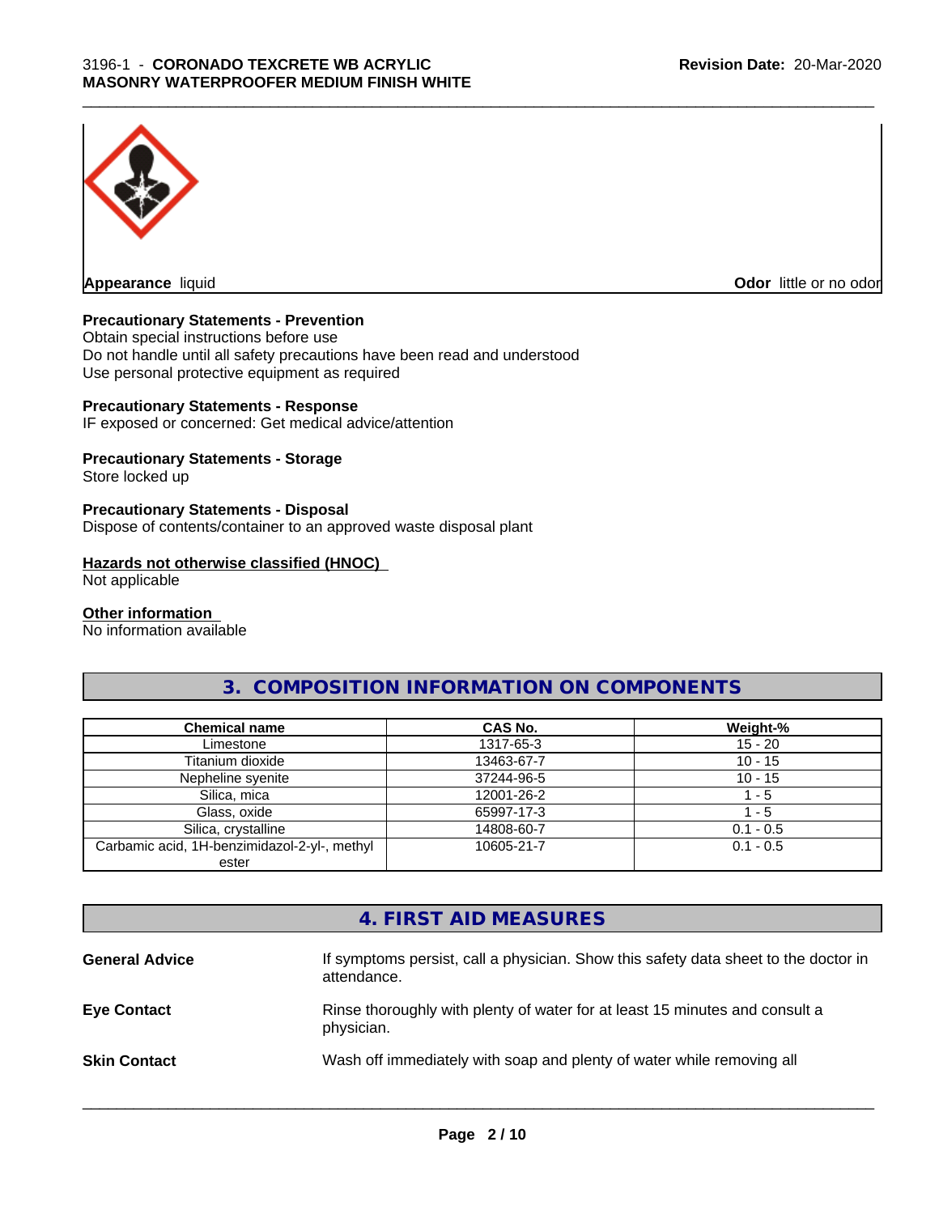**Appearance** liquid **Odor** little or no odor

**Precautionary Statements - Prevention**
Obtain special instructions before use
Do not handle until all safety precautions have been read and understood
Use personal protective equipment as required

**Precautionary Statements - Response**
IF exposed or concerned: Get medical advice/attention

**Precautionary Statements - Storage**
Store locked up

**Precautionary Statements - Disposal**
Dispose of contents/container to an approved waste disposal plant

**Hazards not otherwise classified (HNOC)**
Not applicable

**Other information**
No information available

## 3. COMPOSITION INFORMATION ON COMPONENTS

| Chemical name | CAS No. | Weight-% |
|---|---|---|
| Limestone | 1317-65-3 | 15 - 20 |
| Titanium dioxide | 13463-67-7 | 10 - 15 |
| Nepheline syenite | 37244-96-5 | 10 - 15 |
| Silica, mica | 12001-26-2 | 1 - 5 |
| Glass, oxide | 65997-17-3 | 1 - 5 |
| Silica, crystalline | 14808-60-7 | 0.1 - 0.5 |
| Carbamic acid, 1H-benzimidazol-2-yl-, methyl ester | 10605-21-7 | 0.1 - 0.5 |

## 4. FIRST AID MEASURES

**General Advice** If symptoms persist, call a physician. Show this safety data sheet to the doctor in attendance.

**Eye Contact** Rinse thoroughly with plenty of water for at least 15 minutes and consult a physician.

**Skin Contact** Wash off immediately with soap and plenty of water while removing all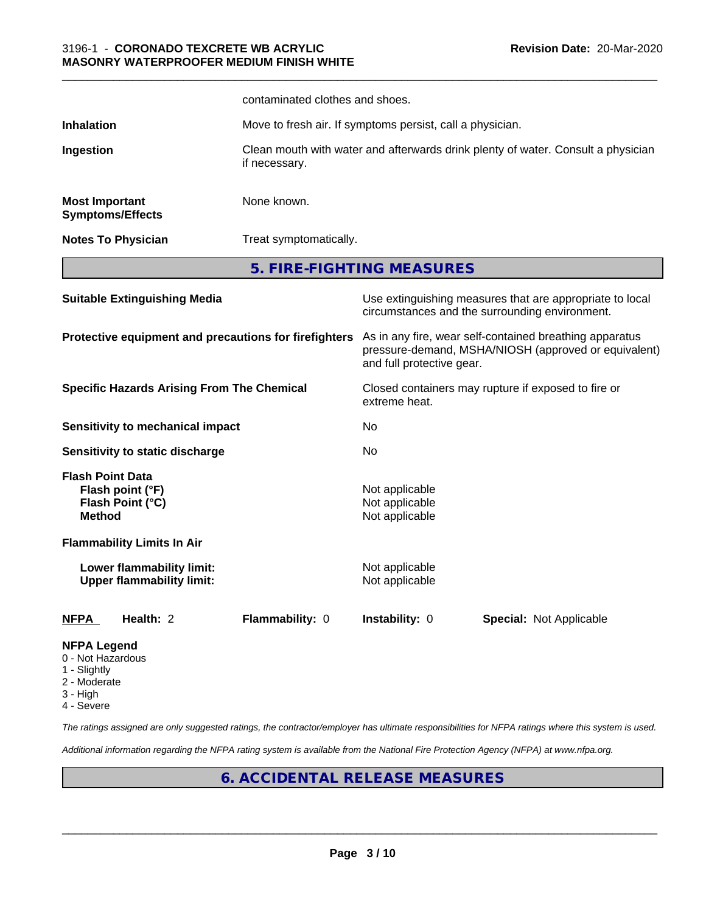| | |
|---|---|
| | contaminated clothes and shoes. |
| **Inhalation** | Move to fresh air. If symptoms persist, call a physician. |
| **Ingestion** | Clean mouth with water and afterwards drink plenty of water. Consult a physician if necessary. |
| **Most Important Symptoms/Effects** | None known. |
| **Notes To Physician** | Treat symptomatically. |

## 5. FIRE-FIGHTING MEASURES

| | |
|---|---|
| **Suitable Extinguishing Media** | Use extinguishing measures that are appropriate to local circumstances and the surrounding environment. |
| **Protective equipment and precautions for firefighters** | As in any fire, wear self-contained breathing apparatus pressure-demand, MSHA/NIOSH (approved or equivalent) and full protective gear. |
| **Specific Hazards Arising From The Chemical** | Closed containers may rupture if exposed to fire or extreme heat. |
| **Sensitivity to mechanical impact** | No |
| **Sensitivity to static discharge** | No |

**Flash Point Data**

| | |
|---|---|
| **Flash point (°F)** | Not applicable |
| **Flash Point (°C)** | Not applicable |
| **Method** | Not applicable |

**Flammability Limits In Air**

| | |
|---|---|
| **Lower flammability limit:** | Not applicable |
| **Upper flammability limit:** | Not applicable |

| NFPA | Health: 2 | Flammability: 0 | Instability: 0 | Special: Not Applicable |
|---|---|---|---|---|

**NFPA Legend**

- 0 - Not Hazardous
- 1 - Slightly
- 2 - Moderate
- 3 - High
- 4 - Severe

*The ratings assigned are only suggested ratings, the contractor/employer has ultimate responsibilities for NFPA ratings where this system is used.*

*Additional information regarding the NFPA rating system is available from the National Fire Protection Agency (NFPA) at www.nfpa.org.*

## 6. ACCIDENTAL RELEASE MEASURES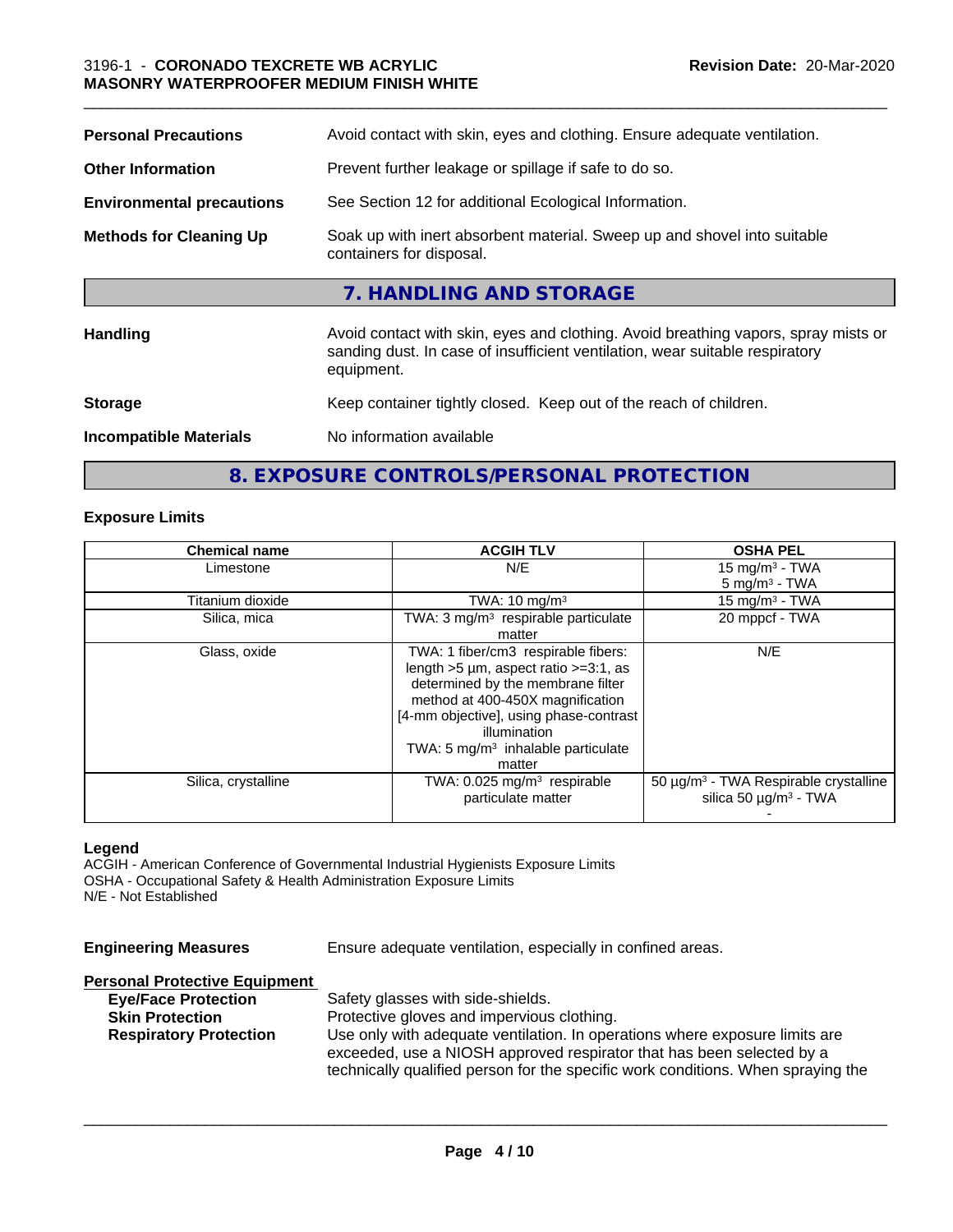| | |
|---|---|
| **Personal Precautions** | Avoid contact with skin, eyes and clothing. Ensure adequate ventilation. |
| **Other Information** | Prevent further leakage or spillage if safe to do so. |
| **Environmental precautions** | See Section 12 for additional Ecological Information. |
| **Methods for Cleaning Up** | Soak up with inert absorbent material. Sweep up and shovel into suitable containers for disposal. |

## 7. HANDLING AND STORAGE

| | |
|---|---|
| **Handling** | Avoid contact with skin, eyes and clothing. Avoid breathing vapors, spray mists or sanding dust. In case of insufficient ventilation, wear suitable respiratory equipment. |
| **Storage** | Keep container tightly closed. Keep out of the reach of children. |
| **Incompatible Materials** | No information available |

## 8. EXPOSURE CONTROLS/PERSONAL PROTECTION

### Exposure Limits

| Chemical name | ACGIH TLV | OSHA PEL |
|---|---|---|
| Limestone | N/E | 15 mg/m³ - TWA<br>5 mg/m³ - TWA |
| Titanium dioxide | TWA: 10 mg/m³ | 15 mg/m³ - TWA |
| Silica, mica | TWA: 3 mg/m³ respirable particulate matter | 20 mppcf - TWA |
| Glass, oxide | TWA: 1 fiber/cm3 respirable fibers: length >5 µm, aspect ratio >=3:1, as determined by the membrane filter method at 400-450X magnification [4-mm objective], using phase-contrast illumination<br>TWA: 5 mg/m³ inhalable particulate matter | N/E |
| Silica, crystalline | TWA: 0.025 mg/m³ respirable particulate matter | 50 µg/m³ - TWA Respirable crystalline silica 50 µg/m³ - TWA<br>- |

**Legend**
ACGIH - American Conference of Governmental Industrial Hygienists Exposure Limits
OSHA - Occupational Safety & Health Administration Exposure Limits
N/E - Not Established

**Engineering Measures** Ensure adequate ventilation, especially in confined areas.

**Personal Protective Equipment**

**Eye/Face Protection** Safety glasses with side-shields.
**Skin Protection** Protective gloves and impervious clothing.
**Respiratory Protection** Use only with adequate ventilation. In operations where exposure limits are exceeded, use a NIOSH approved respirator that has been selected by a technically qualified person for the specific work conditions. When spraying the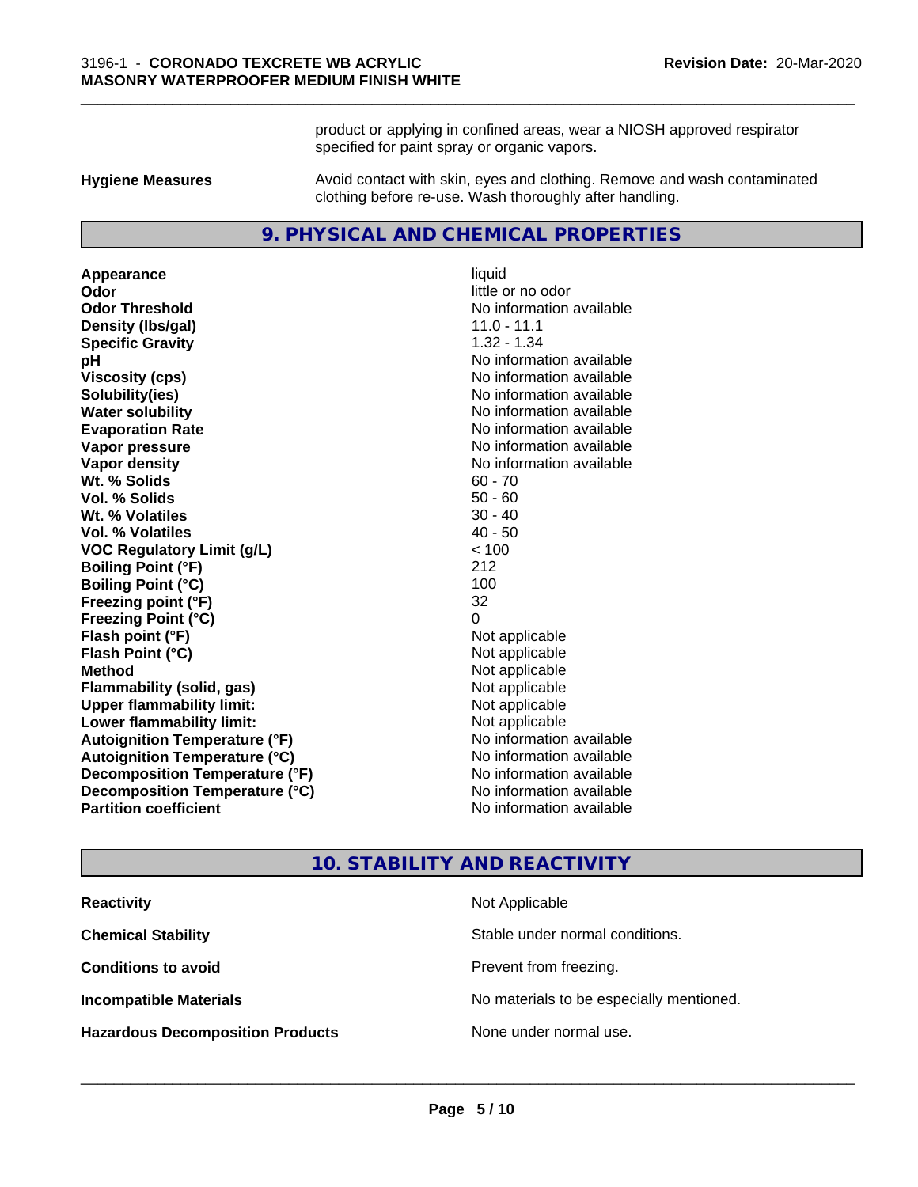product or applying in confined areas, wear a NIOSH approved respirator specified for paint spray or organic vapors.

**Hygiene Measures** Avoid contact with skin, eyes and clothing. Remove and wash contaminated clothing before re-use. Wash thoroughly after handling.

## 9. PHYSICAL AND CHEMICAL PROPERTIES

| | |
|---|---|
| **Appearance** | liquid |
| **Odor** | little or no odor |
| **Odor Threshold** | No information available |
| **Density (lbs/gal)** | 11.0 - 11.1 |
| **Specific Gravity** | 1.32 - 1.34 |
| **pH** | No information available |
| **Viscosity (cps)** | No information available |
| **Solubility(ies)** | No information available |
| **Water solubility** | No information available |
| **Evaporation Rate** | No information available |
| **Vapor pressure** | No information available |
| **Vapor density** | No information available |
| **Wt. % Solids** | 60 - 70 |
| **Vol. % Solids** | 50 - 60 |
| **Wt. % Volatiles** | 30 - 40 |
| **Vol. % Volatiles** | 40 - 50 |
| **VOC Regulatory Limit (g/L)** | < 100 |
| **Boiling Point (°F)** | 212 |
| **Boiling Point (°C)** | 100 |
| **Freezing point (°F)** | 32 |
| **Freezing Point (°C)** | 0 |
| **Flash point (°F)** | Not applicable |
| **Flash Point (°C)** | Not applicable |
| **Method** | Not applicable |
| **Flammability (solid, gas)** | Not applicable |
| **Upper flammability limit:** | Not applicable |
| **Lower flammability limit:** | Not applicable |
| **Autoignition Temperature (°F)** | No information available |
| **Autoignition Temperature (°C)** | No information available |
| **Decomposition Temperature (°F)** | No information available |
| **Decomposition Temperature (°C)** | No information available |
| **Partition coefficient** | No information available |

## 10. STABILITY AND REACTIVITY

| | |
|---|---|
| **Reactivity** | Not Applicable |
| **Chemical Stability** | Stable under normal conditions. |
| **Conditions to avoid** | Prevent from freezing. |
| **Incompatible Materials** | No materials to be especially mentioned. |
| **Hazardous Decomposition Products** | None under normal use. |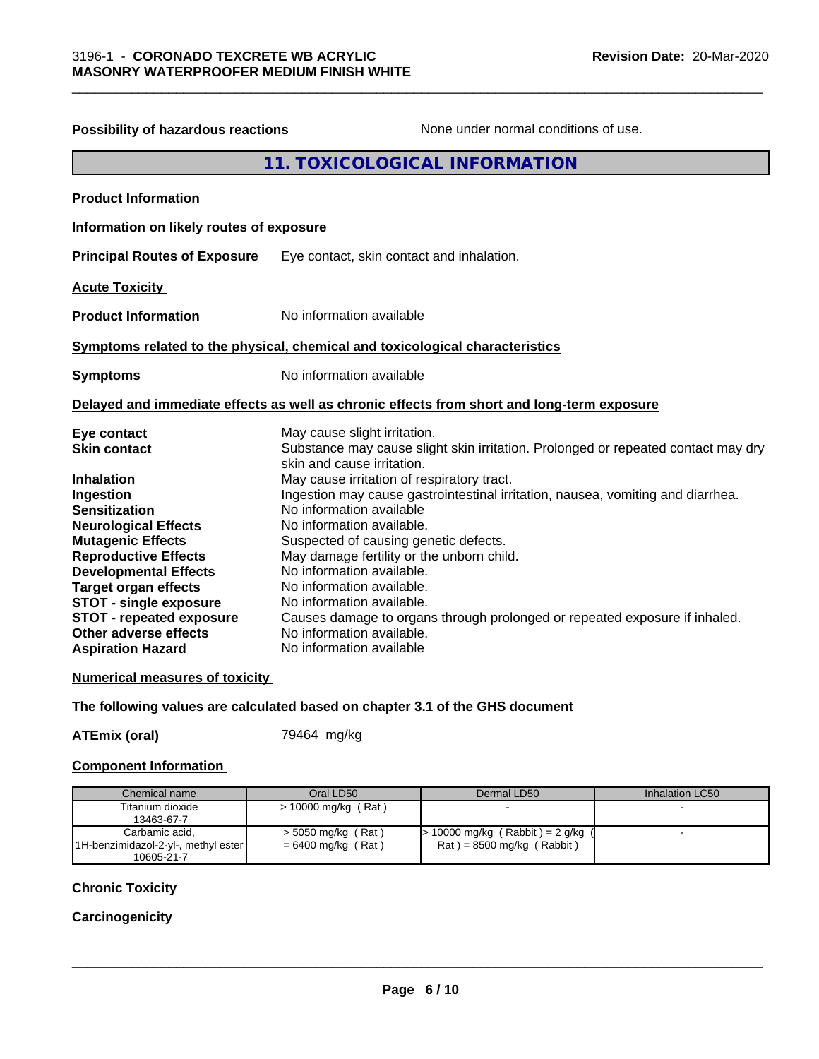**Possibility of hazardous reactions** None under normal conditions of use.

## 11. TOXICOLOGICAL INFORMATION

**Product Information**

**Information on likely routes of exposure**

**Principal Routes of Exposure** Eye contact, skin contact and inhalation.

**Acute Toxicity**

**Product Information** No information available

**Symptoms related to the physical, chemical and toxicological characteristics**

**Symptoms** No information available

**Delayed and immediate effects as well as chronic effects from short and long-term exposure**

**Eye contact** May cause slight irritation.
**Skin contact** Substance may cause slight skin irritation. Prolonged or repeated contact may dry skin and cause irritation.
**Inhalation** May cause irritation of respiratory tract.
**Ingestion** Ingestion may cause gastrointestinal irritation, nausea, vomiting and diarrhea.
**Sensitization** No information available
**Neurological Effects** No information available.
**Mutagenic Effects** Suspected of causing genetic defects.
**Reproductive Effects** May damage fertility or the unborn child.
**Developmental Effects** No information available.
**Target organ effects** No information available.
**STOT - single exposure** No information available.
**STOT - repeated exposure** Causes damage to organs through prolonged or repeated exposure if inhaled.
**Other adverse effects** No information available.
**Aspiration Hazard** No information available

**Numerical measures of toxicity**

**The following values are calculated based on chapter 3.1 of the GHS document**

**ATEmix (oral)** 79464 mg/kg

**Component Information**

| Chemical name | Oral LD50 | Dermal LD50 | Inhalation LC50 |
|---|---|---|---|
| Titanium dioxide 13463-67-7 | > 10000 mg/kg ( Rat ) | - | - |
| Carbamic acid, 1H-benzimidazol-2-yl-, methyl ester 10605-21-7 | > 5050 mg/kg ( Rat ) = 6400 mg/kg ( Rat ) | > 10000 mg/kg ( Rabbit ) = 2 g/kg ( Rat ) = 8500 mg/kg ( Rabbit ) | - |

**Chronic Toxicity**

**Carcinogenicity**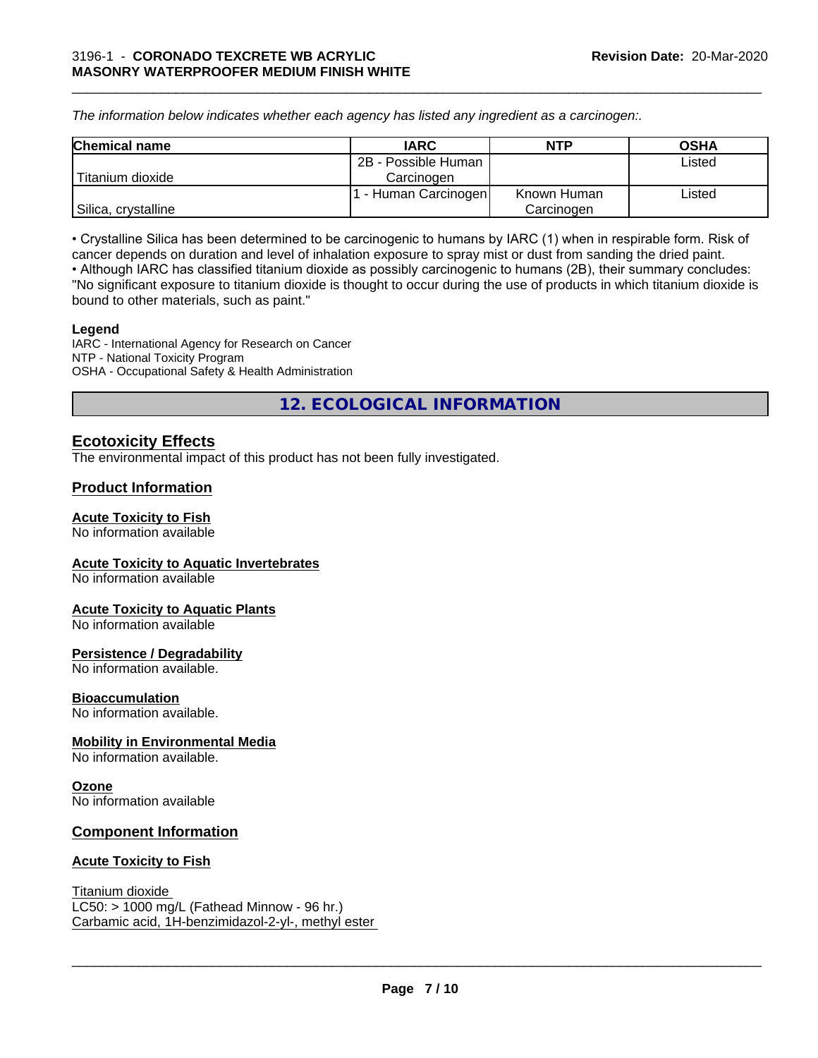*The information below indicates whether each agency has listed any ingredient as a carcinogen:.*

| Chemical name | IARC | NTP | OSHA |
|---|---|---|---|
| Titanium dioxide | 2B - Possible Human Carcinogen | | Listed |
| Silica, crystalline | 1 - Human Carcinogen | Known Human Carcinogen | Listed |

• Crystalline Silica has been determined to be carcinogenic to humans by IARC (1) when in respirable form. Risk of cancer depends on duration and level of inhalation exposure to spray mist or dust from sanding the dried paint.
• Although IARC has classified titanium dioxide as possibly carcinogenic to humans (2B), their summary concludes: "No significant exposure to titanium dioxide is thought to occur during the use of products in which titanium dioxide is bound to other materials, such as paint."

**Legend**
IARC - International Agency for Research on Cancer
NTP - National Toxicity Program
OSHA - Occupational Safety & Health Administration

## 12. ECOLOGICAL INFORMATION

### Ecotoxicity Effects

The environmental impact of this product has not been fully investigated.

### Product Information

**Acute Toxicity to Fish**
No information available

**Acute Toxicity to Aquatic Invertebrates**
No information available

**Acute Toxicity to Aquatic Plants**
No information available

**Persistence / Degradability**
No information available.

**Bioaccumulation**
No information available.

**Mobility in Environmental Media**
No information available.

**Ozone**
No information available

### Component Information

**Acute Toxicity to Fish**

Titanium dioxide
LC50: > 1000 mg/L (Fathead Minnow - 96 hr.)
Carbamic acid, 1H-benzimidazol-2-yl-, methyl ester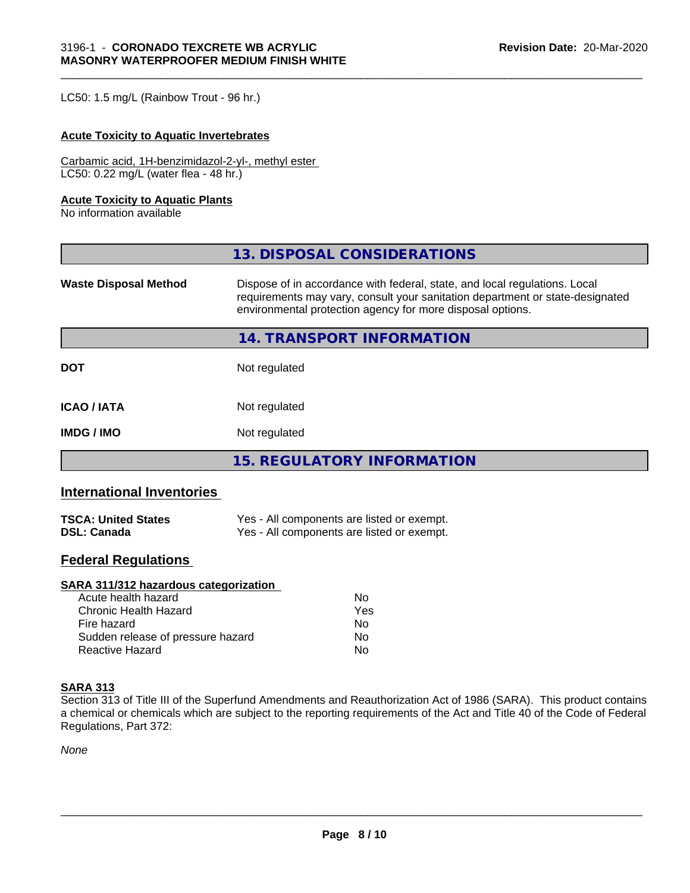LC50: 1.5 mg/L (Rainbow Trout - 96 hr.)

**Acute Toxicity to Aquatic Invertebrates**

Carbamic acid, 1H-benzimidazol-2-yl-, methyl ester
LC50: 0.22 mg/L (water flea - 48 hr.)

**Acute Toxicity to Aquatic Plants**
No information available

## 13. DISPOSAL CONSIDERATIONS

**Waste Disposal Method** Dispose of in accordance with federal, state, and local regulations. Local requirements may vary, consult your sanitation department or state-designated environmental protection agency for more disposal options.

## 14. TRANSPORT INFORMATION

| | |
|---|---|
| **DOT** | Not regulated |
| **ICAO / IATA** | Not regulated |
| **IMDG / IMO** | Not regulated |

## 15. REGULATORY INFORMATION

### International Inventories

| | |
|---|---|
| **TSCA: United States** | Yes - All components are listed or exempt. |
| **DSL: Canada** | Yes - All components are listed or exempt. |

### Federal Regulations

**SARA 311/312 hazardous categorization**

| | |
|---|---|
| Acute health hazard | No |
| Chronic Health Hazard | Yes |
| Fire hazard | No |
| Sudden release of pressure hazard | No |
| Reactive Hazard | No |

**SARA 313**
Section 313 of Title III of the Superfund Amendments and Reauthorization Act of 1986 (SARA). This product contains a chemical or chemicals which are subject to the reporting requirements of the Act and Title 40 of the Code of Federal Regulations, Part 372:

*None*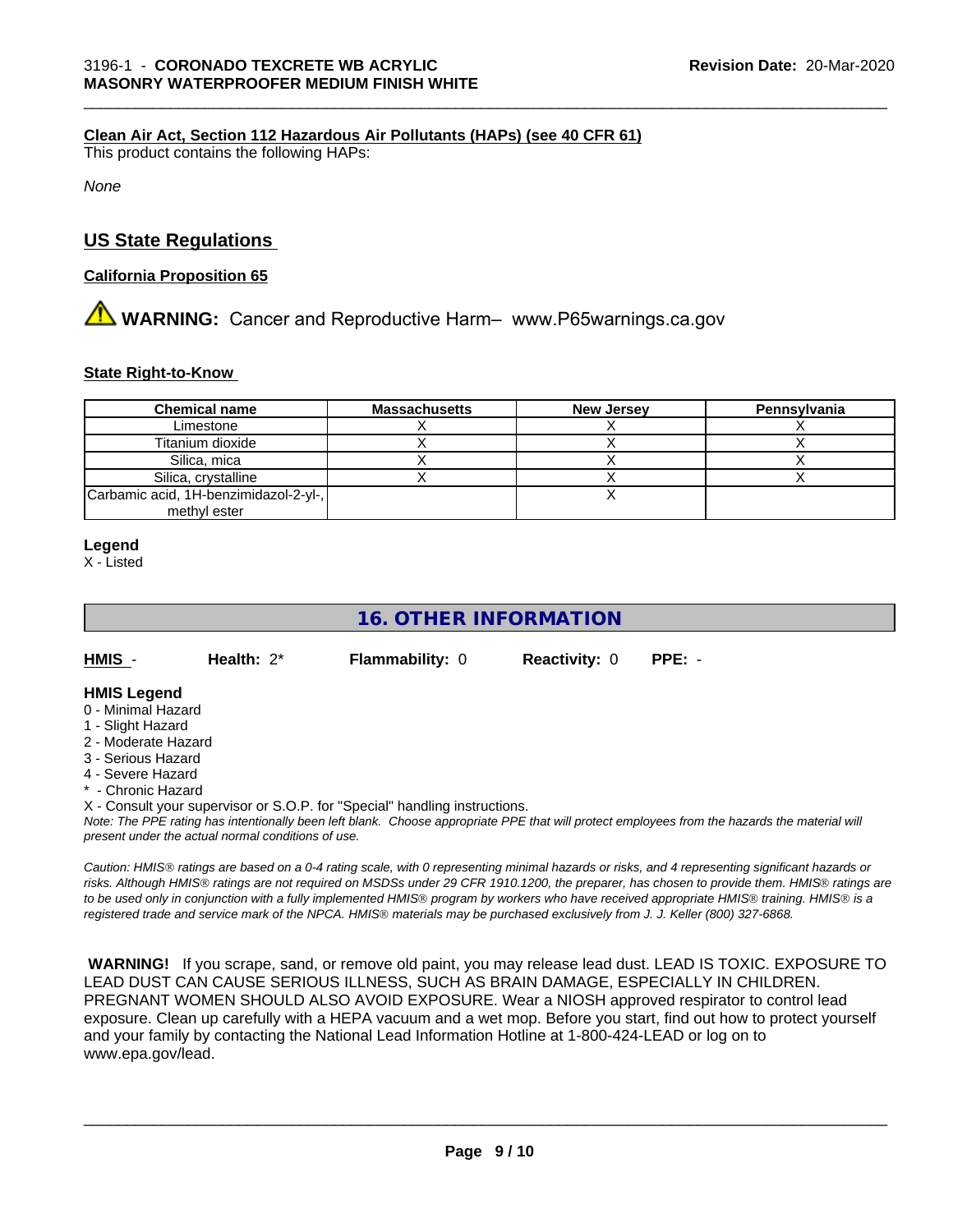#### Clean Air Act, Section 112 Hazardous Air Pollutants (HAPs) (see 40 CFR 61)

This product contains the following HAPs:

*None*

## US State Regulations

#### California Proposition 65

⚠ **WARNING:** Cancer and Reproductive Harm– www.P65warnings.ca.gov

#### State Right-to-Know

| Chemical name | Massachusetts | New Jersey | Pennsylvania |
|---|---|---|---|
| Limestone | X | X | X |
| Titanium dioxide | X | X | X |
| Silica, mica | X | X | X |
| Silica, crystalline | X | X | X |
| Carbamic acid, 1H-benzimidazol-2-yl-, methyl ester | | X | |

**Legend**

X - Listed

## 16. OTHER INFORMATION

**HMIS** - **Health:** 2* **Flammability:** 0 **Reactivity:** 0 **PPE:** -

**HMIS Legend**

0 - Minimal Hazard
1 - Slight Hazard
2 - Moderate Hazard
3 - Serious Hazard
4 - Severe Hazard
* - Chronic Hazard
X - Consult your supervisor or S.O.P. for "Special" handling instructions.

*Note: The PPE rating has intentionally been left blank. Choose appropriate PPE that will protect employees from the hazards the material will present under the actual normal conditions of use.*

*Caution: HMIS® ratings are based on a 0-4 rating scale, with 0 representing minimal hazards or risks, and 4 representing significant hazards or risks. Although HMIS® ratings are not required on MSDSs under 29 CFR 1910.1200, the preparer, has chosen to provide them. HMIS® ratings are to be used only in conjunction with a fully implemented HMIS® program by workers who have received appropriate HMIS® training. HMIS® is a registered trade and service mark of the NPCA. HMIS® materials may be purchased exclusively from J. J. Keller (800) 327-6868.*

**WARNING!** If you scrape, sand, or remove old paint, you may release lead dust. LEAD IS TOXIC. EXPOSURE TO LEAD DUST CAN CAUSE SERIOUS ILLNESS, SUCH AS BRAIN DAMAGE, ESPECIALLY IN CHILDREN. PREGNANT WOMEN SHOULD ALSO AVOID EXPOSURE. Wear a NIOSH approved respirator to control lead exposure. Clean up carefully with a HEPA vacuum and a wet mop. Before you start, find out how to protect yourself and your family by contacting the National Lead Information Hotline at 1-800-424-LEAD or log on to www.epa.gov/lead.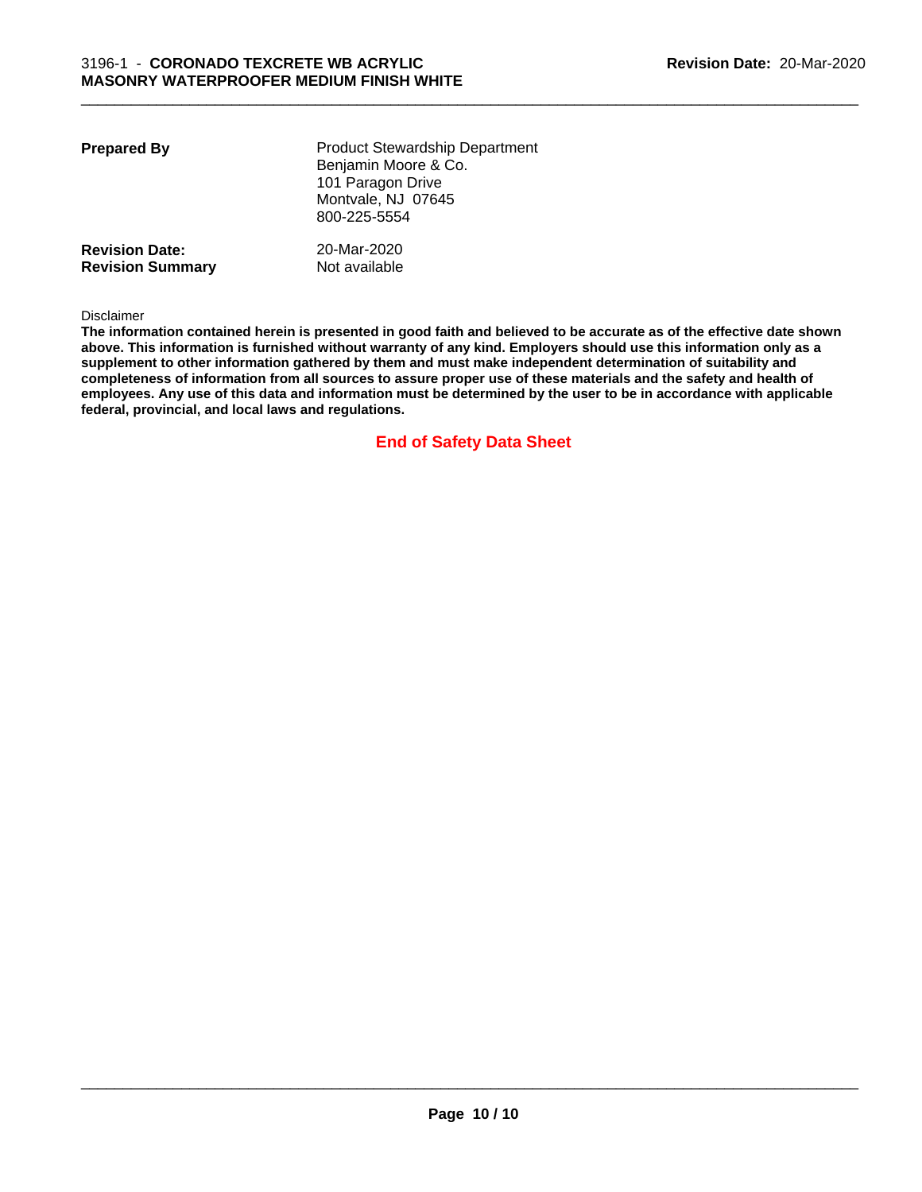| | |
|---|---|
| **Prepared By** | Product Stewardship Department<br>Benjamin Moore & Co.<br>101 Paragon Drive<br>Montvale, NJ 07645<br>800-225-5554 |
| **Revision Date:** | 20-Mar-2020 |
| **Revision Summary** | Not available |

Disclaimer

**The information contained herein is presented in good faith and believed to be accurate as of the effective date shown above. This information is furnished without warranty of any kind. Employers should use this information only as a supplement to other information gathered by them and must make independent determination of suitability and completeness of information from all sources to assure proper use of these materials and the safety and health of employees. Any use of this data and information must be determined by the user to be in accordance with applicable federal, provincial, and local laws and regulations.**

**End of Safety Data Sheet**